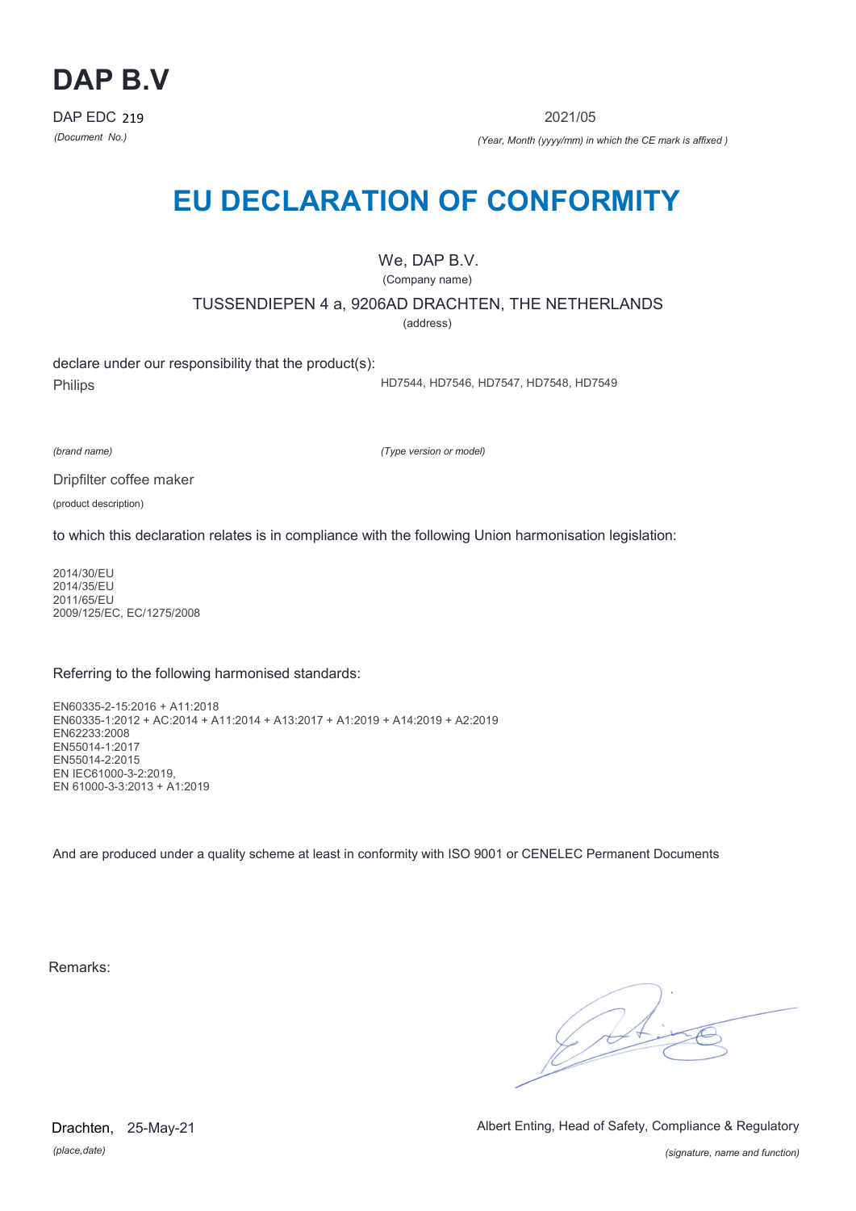# DAP B.V

DAP EDC 219

*(Document No.)*

2021/05

*(Year, Month (yyyy/mm) in which the CE mark is affixed )*

# EU DECLARATION OF CONFORMITY

We, DAP B.V.

(Company name)

TUSSENDIEPEN 4 a, 9206AD DRACHTEN, THE NETHERLANDS

(address)

declare under our responsibility that the product(s):

Philips

HD7544, HD7546, HD7547, HD7548, HD7549

*(brand name)*

*(Type version or model)*

Dripfilter coffee maker

(product description)

to which this declaration relates is in compliance with the following Union harmonisation legislation:

2014/30/EU
2014/35/EU
2011/65/EU
2009/125/EC, EC/1275/2008

Referring to the following harmonised standards:

EN60335-2-15:2016 + A11:2018
EN60335-1:2012 + AC:2014 + A11:2014 + A13:2017 + A1:2019 + A14:2019 + A2:2019
EN62233:2008
EN55014-1:2017
EN55014-2:2015
EN IEC61000-3-2:2019,
EN 61000-3-3:2013 + A1:2019

And are produced under a quality scheme at least in conformity with ISO 9001 or CENELEC Permanent Documents

Remarks:

Drachten, 25-May-21

*(place,date)*

Albert Enting, Head of Safety, Compliance & Regulatory

*(signature, name and function)*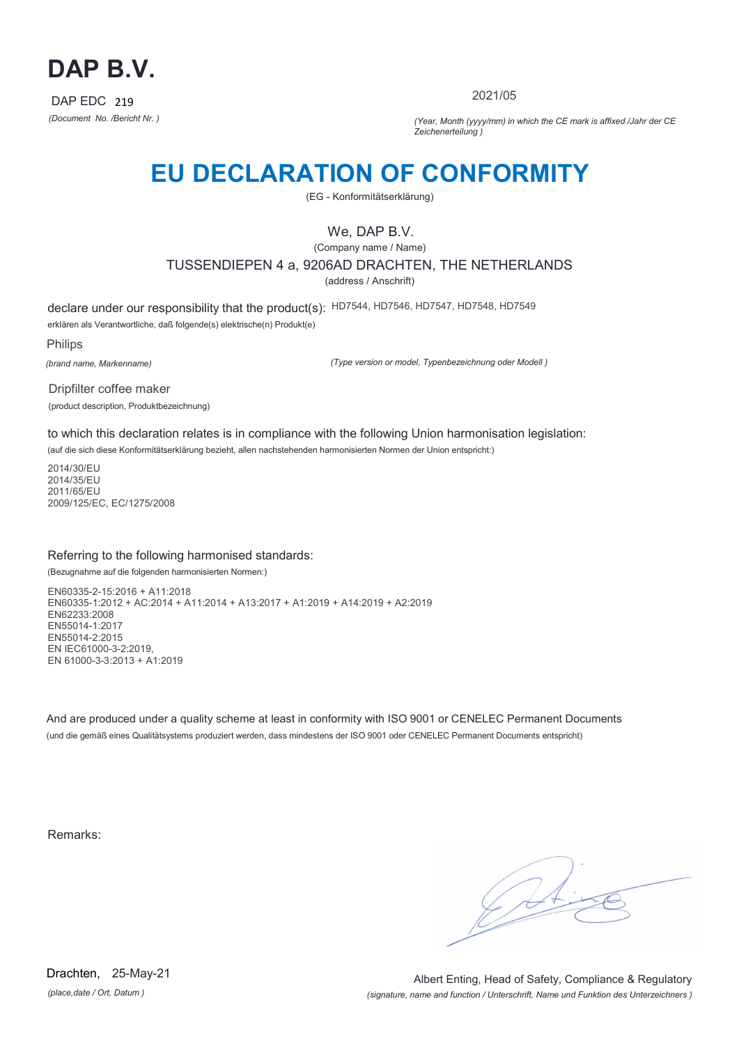# DAP B.V.

DAP EDC 219

*(Document No. /Bericht Nr. )*

2021/05

*(Year, Month (yyyy/mm) in which the CE mark is affixed /Jahr der CE Zeichenerteilung )*

# EU DECLARATION OF CONFORMITY

(EG - Konformitätserklärung)

We, DAP B.V.

(Company name / Name)

TUSSENDIEPEN 4 a, 9206AD DRACHTEN, THE NETHERLANDS

(address / Anschrift)

declare under our responsibility that the product(s): HD7544, HD7546, HD7547, HD7548, HD7549

erklären als Verantwortliche, daß folgende(s) elektrische(n) Produkt(e)

Philips

*(brand name, Markenname)*

*(Type version or model, Typenbezeichnung oder Modell )*

Dripfilter coffee maker

(product description, Produktbezeichnung)

to which this declaration relates is in compliance with the following Union harmonisation legislation:

(auf die sich diese Konformitätserklärung bezieht, allen nachstehenden harmonisierten Normen der Union entspricht:)

2014/30/EU
2014/35/EU
2011/65/EU
2009/125/EC, EC/1275/2008

Referring to the following harmonised standards:

(Bezugnahme auf die folgenden harmonisierten Normen:)

EN60335-2-15:2016 + A11:2018
EN60335-1:2012 + AC:2014 + A11:2014 + A13:2017 + A1:2019 + A14:2019 + A2:2019
EN62233:2008
EN55014-1:2017
EN55014-2:2015
EN IEC61000-3-2:2019,
EN 61000-3-3:2013 + A1:2019

And are produced under a quality scheme at least in conformity with ISO 9001 or CENELEC Permanent Documents

(und die gemäß eines Qualitätsystems produziert werden, dass mindestens der ISO 9001 oder CENELEC Permanent Documents entspricht)

Remarks:

Drachten, 25-May-21

*(place,date / Ort, Datum )*

Albert Enting, Head of Safety, Compliance & Regulatory

*(signature, name and function / Unterschrift, Name und Funktion des Unterzeichners )*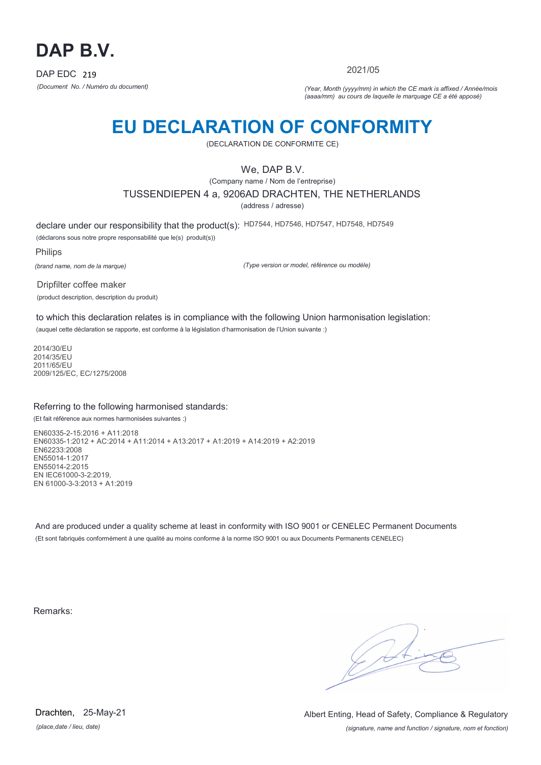# DAP B.V.

DAP EDC 219

*(Document No. / Numéro du document)*

2021/05

*(Year, Month (yyyy/mm) in which the CE mark is affixed / Année/mois (aaaa/mm) au cours de laquelle le marquage CE a été apposé)*

# EU DECLARATION OF CONFORMITY

(DECLARATION DE CONFORMITE CE)

We, DAP B.V.

(Company name / Nom de l'entreprise)

TUSSENDIEPEN 4 a, 9206AD DRACHTEN, THE NETHERLANDS

(address / adresse)

declare under our responsibility that the product(s): HD7544, HD7546, HD7547, HD7548, HD7549

(déclarons sous notre propre responsabilité que le(s) produit(s))

Philips

*(brand name, nom de la marque)*

*(Type version or model, référence ou modèle)*

Dripfilter coffee maker

(product description, description du produit)

to which this declaration relates is in compliance with the following Union harmonisation legislation:

(auquel cette déclaration se rapporte, est conforme à la législation d'harmonisation de l'Union suivante :)

2014/30/EU
2014/35/EU
2011/65/EU
2009/125/EC, EC/1275/2008

Referring to the following harmonised standards:

(Et fait référence aux normes harmonisées suivantes :)

EN60335-2-15:2016 + A11:2018
EN60335-1:2012 + AC:2014 + A11:2014 + A13:2017 + A1:2019 + A14:2019 + A2:2019
EN62233:2008
EN55014-1:2017
EN55014-2:2015
EN IEC61000-3-2:2019,
EN 61000-3-3:2013 + A1:2019

And are produced under a quality scheme at least in conformity with ISO 9001 or CENELEC Permanent Documents

(Et sont fabriqués conformément à une qualité au moins conforme à la norme ISO 9001 ou aux Documents Permanents CENELEC)

Remarks:

Drachten, 25-May-21

*(place,date / lieu, date)*

Albert Enting, Head of Safety, Compliance & Regulatory

*(signature, name and function / signature, nom et fonction)*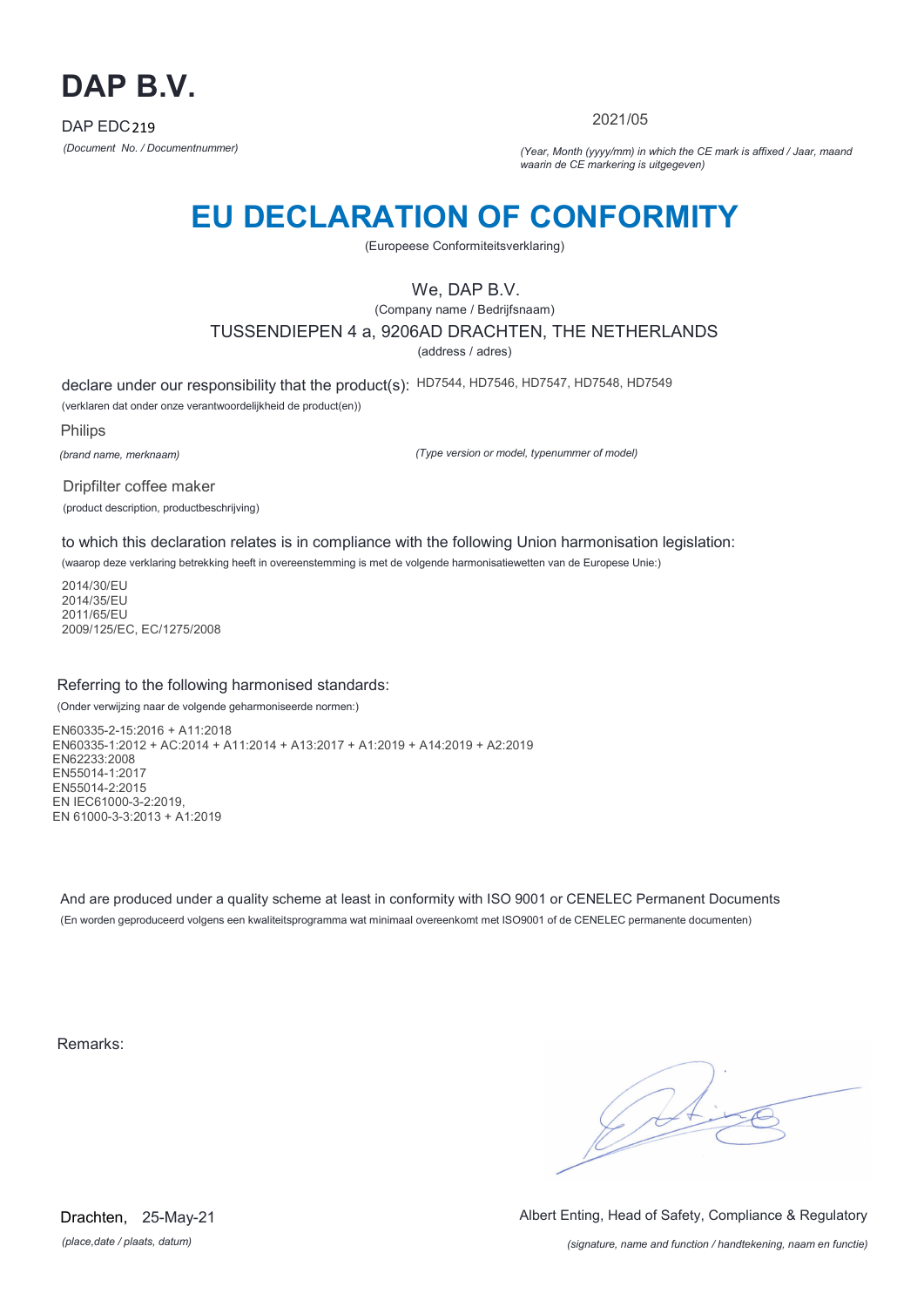# DAP B.V.

DAP EDC219

*(Document No. / Documentnummer)*

2021/05

*(Year, Month (yyyy/mm) in which the CE mark is affixed / Jaar, maand waarin de CE markering is uitgegeven)*

# EU DECLARATION OF CONFORMITY

(Europeese Conformiteitsverklaring)

We, DAP B.V.

(Company name / Bedrijfsnaam)

TUSSENDIEPEN 4 a, 9206AD DRACHTEN, THE NETHERLANDS

(address / adres)

declare under our responsibility that the product(s): HD7544, HD7546, HD7547, HD7548, HD7549

(verklaren dat onder onze verantwoordelijkheid de product(en))

Philips

*(brand name, merknaam)*

*(Type version or model, typenummer of model)*

Dripfilter coffee maker

(product description, productbeschrijving)

to which this declaration relates is in compliance with the following Union harmonisation legislation:

(waarop deze verklaring betrekking heeft in overeenstemming is met de volgende harmonisatiewetten van de Europese Unie:)

2014/30/EU
2014/35/EU
2011/65/EU
2009/125/EC, EC/1275/2008

Referring to the following harmonised standards:

(Onder verwijzing naar de volgende geharmoniseerde normen:)

EN60335-2-15:2016 + A11:2018
EN60335-1:2012 + AC:2014 + A11:2014 + A13:2017 + A1:2019 + A14:2019 + A2:2019
EN62233:2008
EN55014-1:2017
EN55014-2:2015
EN IEC61000-3-2:2019,
EN 61000-3-3:2013 + A1:2019

And are produced under a quality scheme at least in conformity with ISO 9001 or CENELEC Permanent Documents

(En worden geproduceerd volgens een kwaliteitsprogramma wat minimaal overeenkomt met ISO9001 of de CENELEC permanente documenten)

Remarks:

Drachten, 25-May-21

*(place,date / plaats, datum)*

Albert Enting, Head of Safety, Compliance & Regulatory

*(signature, name and function / handtekening, naam en functie)*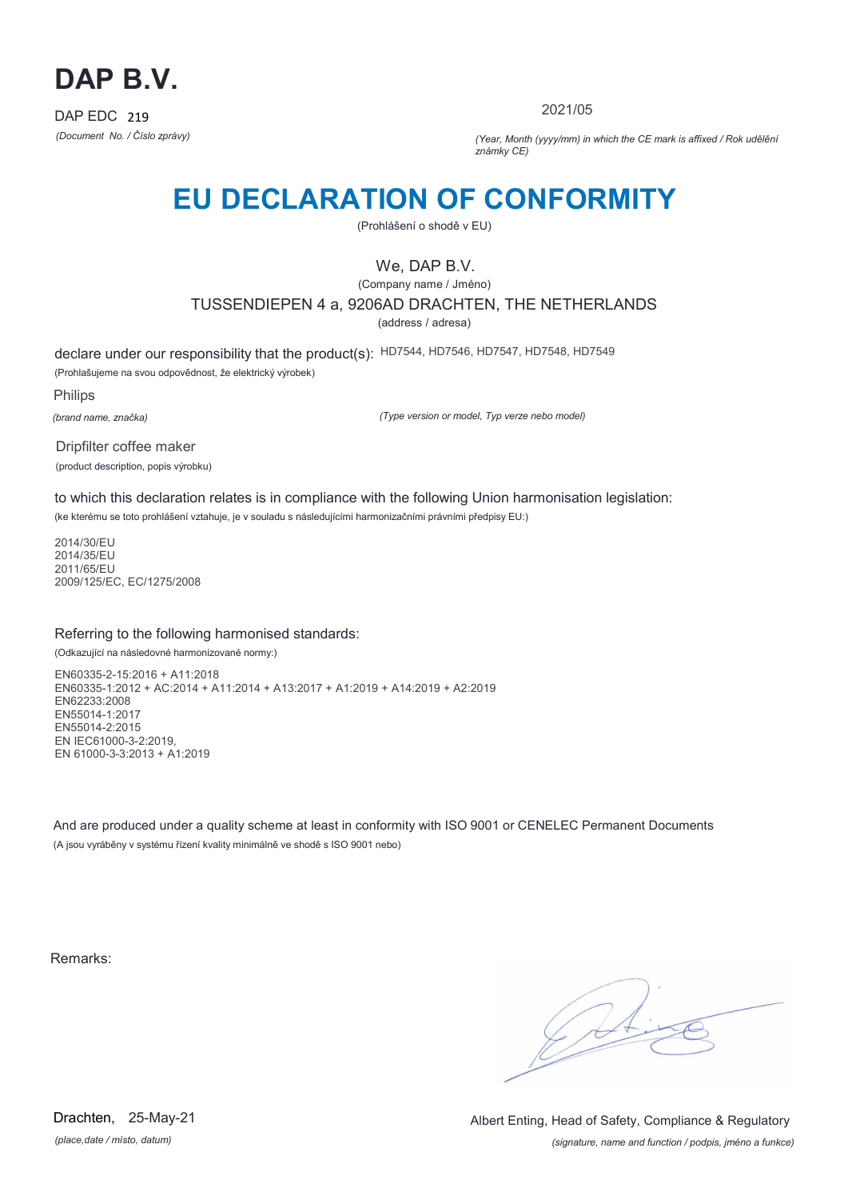# DAP B.V.

DAP EDC 219

*(Document No. / Číslo zprávy)*

2021/05

*(Year, Month (yyyy/mm) in which the CE mark is affixed / Rok udělění známky CE)*

# EU DECLARATION OF CONFORMITY

(Prohlášení o shodě v EU)

We, DAP B.V.

(Company name / Jméno)

TUSSENDIEPEN 4 a, 9206AD DRACHTEN, THE NETHERLANDS

(address / adresa)

declare under our responsibility that the product(s): HD7544, HD7546, HD7547, HD7548, HD7549

(Prohlašujeme na svou odpovědnost, že elektrický výrobek)

Philips

*(brand name, značka)*

*(Type version or model, Typ verze nebo model)*

Dripfilter coffee maker

(product description, popis výrobku)

to which this declaration relates is in compliance with the following Union harmonisation legislation:

(ke kterému se toto prohlášení vztahuje, je v souladu s následujícími harmonizačními právními předpisy EU:)

2014/30/EU
2014/35/EU
2011/65/EU
2009/125/EC, EC/1275/2008

Referring to the following harmonised standards:

(Odkazující na následovné harmonizované normy:)

EN60335-2-15:2016 + A11:2018
EN60335-1:2012 + AC:2014 + A11:2014 + A13:2017 + A1:2019 + A14:2019 + A2:2019
EN62233:2008
EN55014-1:2017
EN55014-2:2015
EN IEC61000-3-2:2019,
EN 61000-3-3:2013 + A1:2019

And are produced under a quality scheme at least in conformity with ISO 9001 or CENELEC Permanent Documents

(A jsou vyráběny v systému řízení kvality minimálně ve shodě s ISO 9001 nebo)

Remarks:

Drachten, 25-May-21

*(place,date / místo, datum)*

Albert Enting, Head of Safety, Compliance & Regulatory

*(signature, name and function / podpis, jméno a funkce)*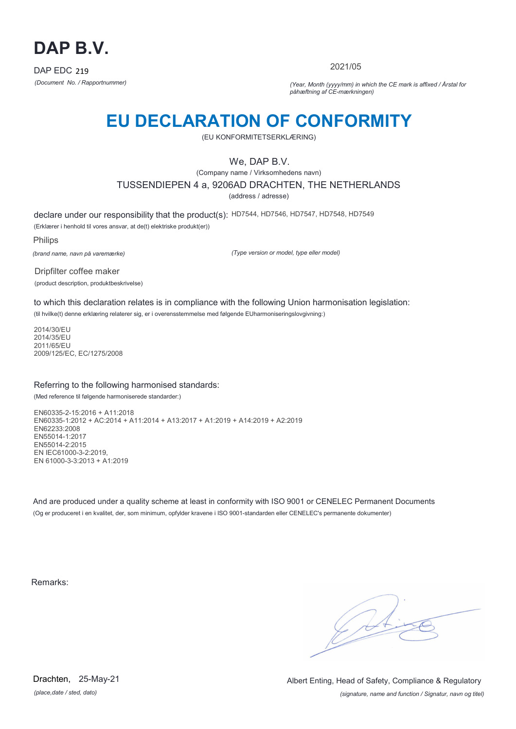# DAP B.V.

DAP EDC 219

*(Document No. / Rapportnummer)*

2021/05

*(Year, Month (yyyy/mm) in which the CE mark is affixed / Årstal for påhæftning af CE-mærkningen)*

# EU DECLARATION OF CONFORMITY

(EU KONFORMITETSERKLÆRING)

We, DAP B.V.

(Company name / Virksomhedens navn)

TUSSENDIEPEN 4 a, 9206AD DRACHTEN, THE NETHERLANDS

(address / adresse)

declare under our responsibility that the product(s): HD7544, HD7546, HD7547, HD7548, HD7549

(Erklærer i henhold til vores ansvar, at de(t) elektriske produkt(er))

Philips

*(brand name, navn på varemærke)*

*(Type version or model, type eller model)*

Dripfilter coffee maker

(product description, produktbeskrivelse)

to which this declaration relates is in compliance with the following Union harmonisation legislation:

(til hvilke(t) denne erklæring relaterer sig, er i overensstemmelse med følgende EUharmoniseringslovgivning:)

2014/30/EU
2014/35/EU
2011/65/EU
2009/125/EC, EC/1275/2008

Referring to the following harmonised standards:

(Med reference til følgende harmoniserede standarder:)

EN60335-2-15:2016 + A11:2018
EN60335-1:2012 + AC:2014 + A11:2014 + A13:2017 + A1:2019 + A14:2019 + A2:2019
EN62233:2008
EN55014-1:2017
EN55014-2:2015
EN IEC61000-3-2:2019,
EN 61000-3-3:2013 + A1:2019

And are produced under a quality scheme at least in conformity with ISO 9001 or CENELEC Permanent Documents

(Og er produceret i en kvalitet, der, som minimum, opfylder kravene i ISO 9001-standarden eller CENELEC's permanente dokumenter)

Remarks:

Drachten, 25-May-21

*(place,date / sted, dato)*

Albert Enting, Head of Safety, Compliance & Regulatory

*(signature, name and function / Signatur, navn og titel)*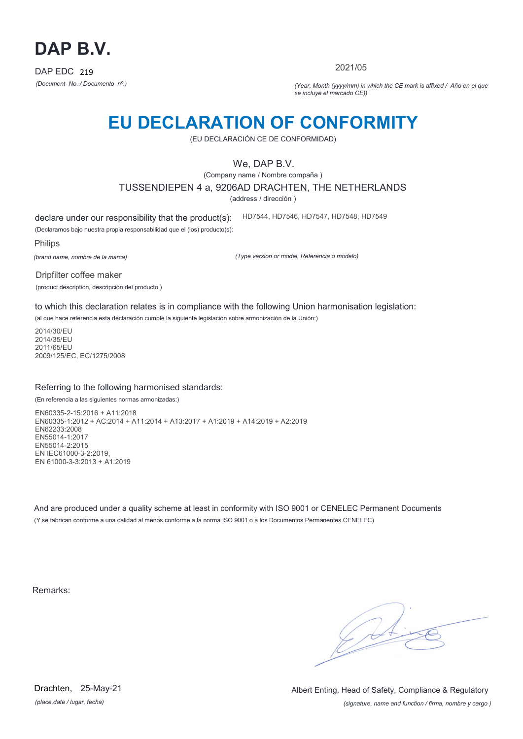# DAP B.V.

DAP EDC 219

*(Document No. / Documento nº.)*

2021/05

*(Year, Month (yyyy/mm) in which the CE mark is affixed / Año en el que se incluye el marcado CE))*

# EU DECLARATION OF CONFORMITY

(EU DECLARACIÓN CE DE CONFORMIDAD)

We, DAP B.V.

(Company name / Nombre compaña )

TUSSENDIEPEN 4 a, 9206AD DRACHTEN, THE NETHERLANDS

(address / dirección )

declare under our responsibility that the product(s): HD7544, HD7546, HD7547, HD7548, HD7549

(Declaramos bajo nuestra propia responsabilidad que el (los) producto(s):

Philips

*(brand name, nombre de la marca)*

*(Type version or model, Referencia o modelo)*

Dripfilter coffee maker

(product description, descripción del producto )

to which this declaration relates is in compliance with the following Union harmonisation legislation:

(al que hace referencia esta declaración cumple la siguiente legislación sobre armonización de la Unión:)

2014/30/EU
2014/35/EU
2011/65/EU
2009/125/EC, EC/1275/2008

Referring to the following harmonised standards:

(En referencia a las siguientes normas armonizadas:)

EN60335-2-15:2016 + A11:2018
EN60335-1:2012 + AC:2014 + A11:2014 + A13:2017 + A1:2019 + A14:2019 + A2:2019
EN62233:2008
EN55014-1:2017
EN55014-2:2015
EN IEC61000-3-2:2019,
EN 61000-3-3:2013 + A1:2019

And are produced under a quality scheme at least in conformity with ISO 9001 or CENELEC Permanent Documents

(Y se fabrican conforme a una calidad al menos conforme a la norma ISO 9001 o a los Documentos Permanentes CENELEC)

Remarks:

Drachten, 25-May-21

*(place,date / lugar, fecha)*

Albert Enting, Head of Safety, Compliance & Regulatory

*(signature, name and function / firma, nombre y cargo )*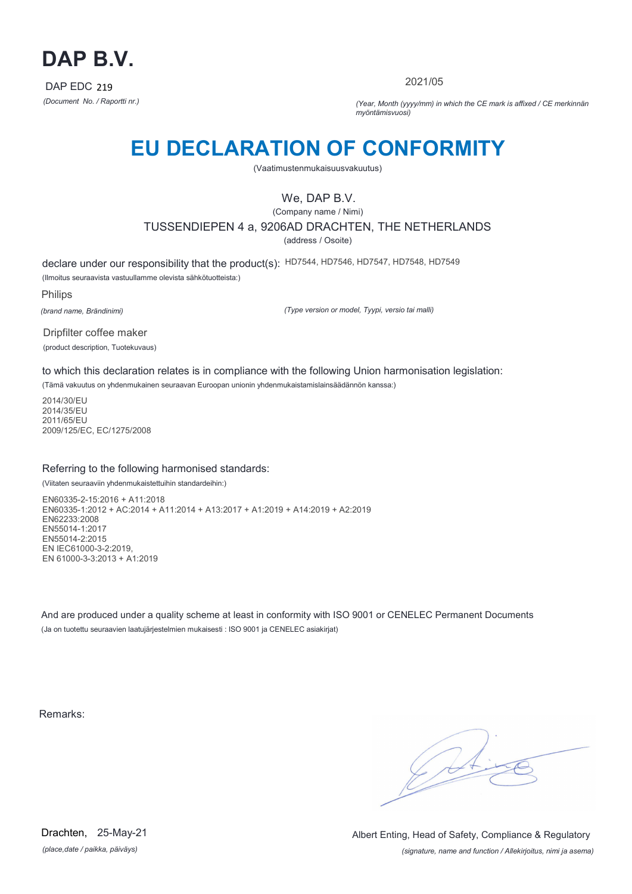# DAP B.V.

DAP EDC 219

*(Document No. / Raportti nr.)*

2021/05

*(Year, Month (yyyy/mm) in which the CE mark is affixed / CE merkinnän myöntämisvuosi)*

# EU DECLARATION OF CONFORMITY

(Vaatimustenmukaisuusvakuutus)

We, DAP B.V.

(Company name / Nimi)

TUSSENDIEPEN 4 a, 9206AD DRACHTEN, THE NETHERLANDS

(address / Osoite)

declare under our responsibility that the product(s): HD7544, HD7546, HD7547, HD7548, HD7549

(Ilmoitus seuraavista vastuullamme olevista sähkötuotteista:)

Philips

*(brand name, Brändinimi)*

*(Type version or model, Tyypi, versio tai malli)*

Dripfilter coffee maker

(product description, Tuotekuvaus)

to which this declaration relates is in compliance with the following Union harmonisation legislation:

(Tämä vakuutus on yhdenmukainen seuraavan Euroopan unionin yhdenmukaistamislainsäädännön kanssa:)

2014/30/EU
2014/35/EU
2011/65/EU
2009/125/EC, EC/1275/2008

Referring to the following harmonised standards:

(Viitaten seuraaviin yhdenmukaistettuihin standardeihin:)

EN60335-2-15:2016 + A11:2018
EN60335-1:2012 + AC:2014 + A11:2014 + A13:2017 + A1:2019 + A14:2019 + A2:2019
EN62233:2008
EN55014-1:2017
EN55014-2:2015
EN IEC61000-3-2:2019,
EN 61000-3-3:2013 + A1:2019

And are produced under a quality scheme at least in conformity with ISO 9001 or CENELEC Permanent Documents

(Ja on tuotettu seuraavien laatujärjestelmien mukaisesti : ISO 9001 ja CENELEC asiakirjat)

Remarks:

Drachten, 25-May-21

*(place,date / paikka, päiväys)*

Albert Enting, Head of Safety, Compliance & Regulatory

*(signature, name and function / Allekirjoitus, nimi ja asema)*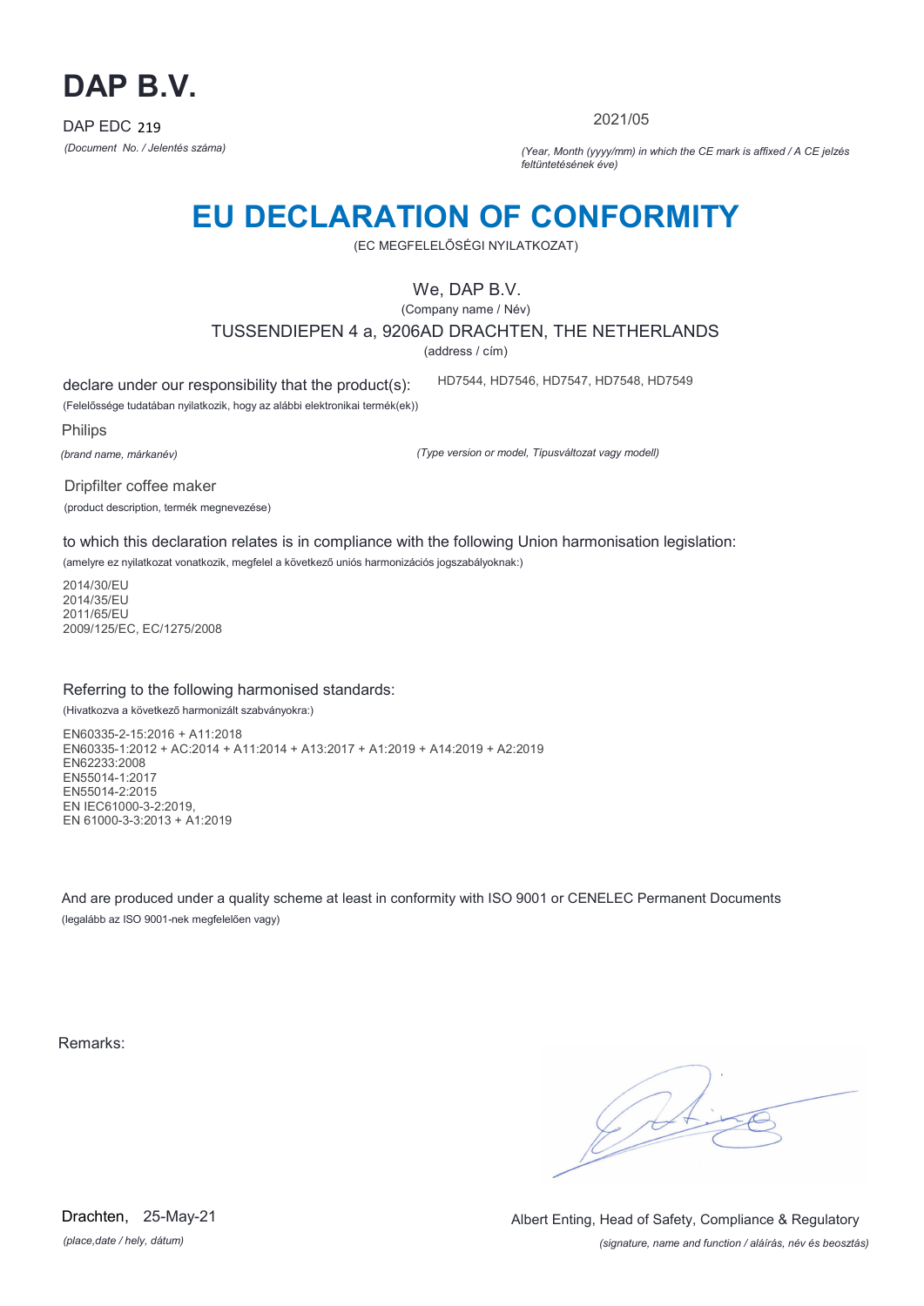# DAP B.V.

DAP EDC 219

*(Document No. / Jelentés száma)*

2021/05

*(Year, Month (yyyy/mm) in which the CE mark is affixed / A CE jelzés feltüntetésének éve)*

# EU DECLARATION OF CONFORMITY

(EC MEGFELELŐSÉGI NYILATKOZAT)

We, DAP B.V.

(Company name / Név)

TUSSENDIEPEN 4 a, 9206AD DRACHTEN, THE NETHERLANDS

(address / cím)

declare under our responsibility that the product(s): HD7544, HD7546, HD7547, HD7548, HD7549

(Felelőssége tudatában nyilatkozik, hogy az alábbi elektronikai termék(ek))

Philips

*(brand name, márkanév)*

*(Type version or model, Típusváltozat vagy modell)*

Dripfilter coffee maker

(product description, termék megnevezése)

to which this declaration relates is in compliance with the following Union harmonisation legislation:

(amelyre ez nyilatkozat vonatkozik, megfelel a következő uniós harmonizációs jogszabályoknak:)

2014/30/EU
2014/35/EU
2011/65/EU
2009/125/EC, EC/1275/2008

Referring to the following harmonised standards:

(Hivatkozva a következő harmonizált szabványokra:)

EN60335-2-15:2016 + A11:2018
EN60335-1:2012 + AC:2014 + A11:2014 + A13:2017 + A1:2019 + A14:2019 + A2:2019
EN62233:2008
EN55014-1:2017
EN55014-2:2015
EN IEC61000-3-2:2019,
EN 61000-3-3:2013 + A1:2019

And are produced under a quality scheme at least in conformity with ISO 9001 or CENELEC Permanent Documents

(legalább az ISO 9001-nek megfelelően vagy)

Remarks:

Drachten, 25-May-21

*(place,date / hely, dátum)*

Albert Enting, Head of Safety, Compliance & Regulatory

*(signature, name and function / aláírás, név és beosztás)*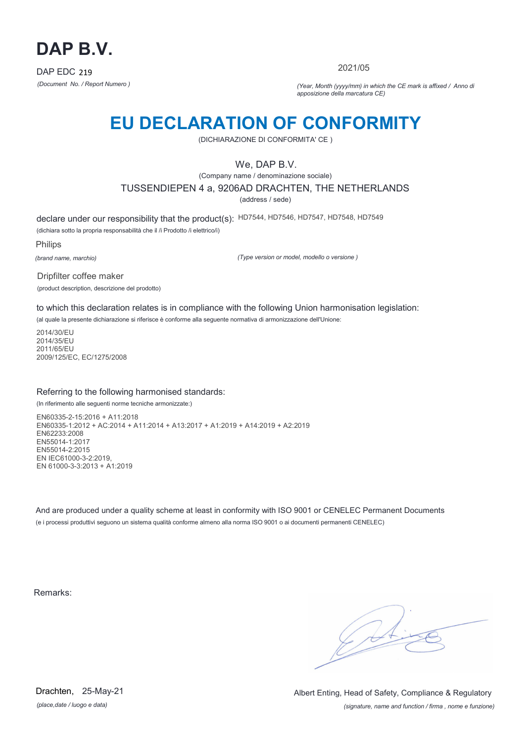# DAP B.V.

DAP EDC 219

*(Document No. / Report Numero )*

2021/05

*(Year, Month (yyyy/mm) in which the CE mark is affixed / Anno di apposizione della marcatura CE)*

# EU DECLARATION OF CONFORMITY

(DICHIARAZIONE DI CONFORMITA' CE )

We, DAP B.V.

(Company name / denominazione sociale)

TUSSENDIEPEN 4 a, 9206AD DRACHTEN, THE NETHERLANDS

(address / sede)

declare under our responsibility that the product(s): HD7544, HD7546, HD7547, HD7548, HD7549

(dichiara sotto la propria responsabilità che il /i Prodotto /i elettrico/i)

Philips

*(brand name, marchio)*

*(Type version or model, modello o versione )*

Dripfilter coffee maker

(product description, descrizione del prodotto)

to which this declaration relates is in compliance with the following Union harmonisation legislation:

(al quale la presente dichiarazione si riferisce è conforme alla seguente normativa di armonizzazione dell'Unione:

2014/30/EU
2014/35/EU
2011/65/EU
2009/125/EC, EC/1275/2008

Referring to the following harmonised standards:

(In riferimento alle seguenti norme tecniche armonizzate:)

EN60335-2-15:2016 + A11:2018
EN60335-1:2012 + AC:2014 + A11:2014 + A13:2017 + A1:2019 + A14:2019 + A2:2019
EN62233:2008
EN55014-1:2017
EN55014-2:2015
EN IEC61000-3-2:2019,
EN 61000-3-3:2013 + A1:2019

And are produced under a quality scheme at least in conformity with ISO 9001 or CENELEC Permanent Documents

(e i processi produttivi seguono un sistema qualità conforme almeno alla norma ISO 9001 o ai documenti permanenti CENELEC)

Remarks:

Drachten, 25-May-21

*(place,date / luogo e data)*

Albert Enting, Head of Safety, Compliance & Regulatory

*(signature, name and function / firma , nome e funzione)*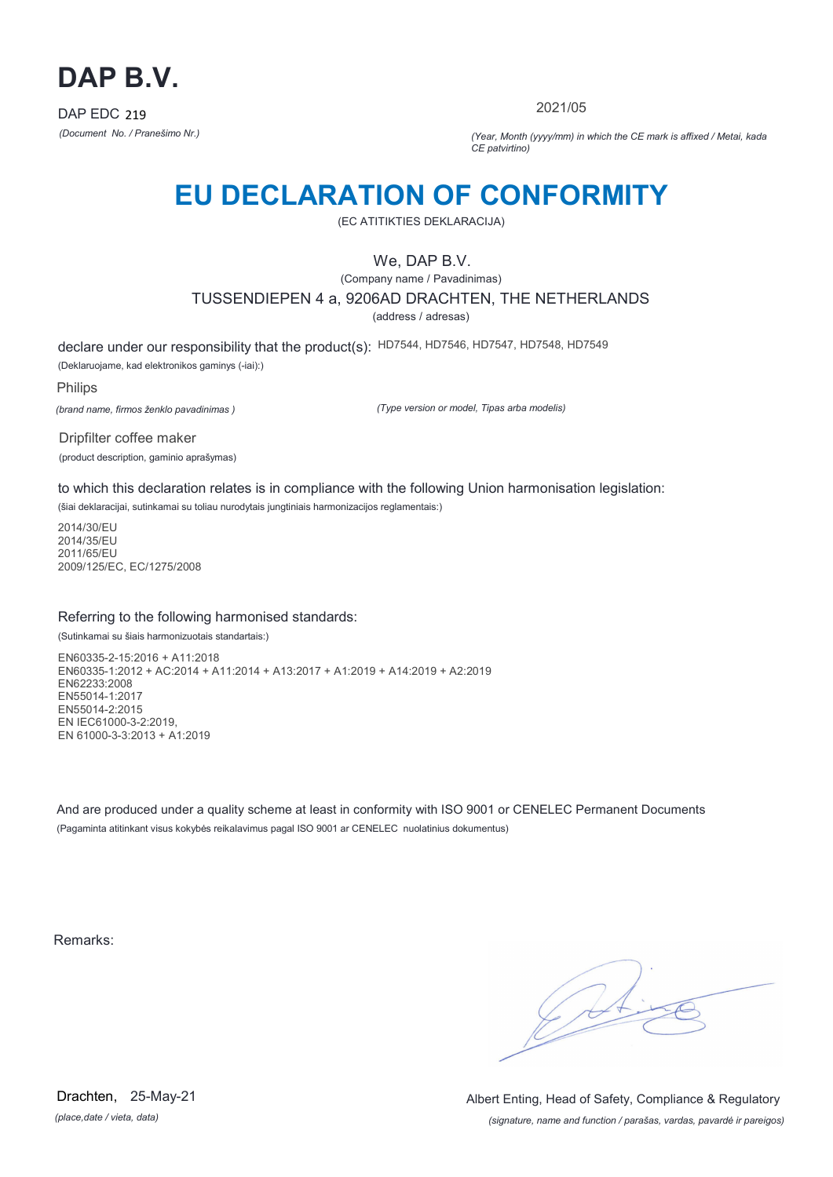# DAP B.V.

DAP EDC 219

*(Document No. / Pranešimo Nr.)*

2021/05

*(Year, Month (yyyy/mm) in which the CE mark is affixed / Metai, kada CE patvirtino)*

# EU DECLARATION OF CONFORMITY

(EC ATITIKTIES DEKLARACIJA)

We, DAP B.V.

(Company name / Pavadinimas)

TUSSENDIEPEN 4 a, 9206AD DRACHTEN, THE NETHERLANDS

(address / adresas)

declare under our responsibility that the product(s): HD7544, HD7546, HD7547, HD7548, HD7549

(Deklaruojame, kad elektronikos gaminys (-iai):)

Philips

*(brand name, firmos ženklo pavadinimas )*

*(Type version or model, Tipas arba modelis)*

Dripfilter coffee maker

(product description, gaminio aprašymas)

to which this declaration relates is in compliance with the following Union harmonisation legislation:

(šiai deklaracijai, sutinkamai su toliau nurodytais jungtiniais harmonizacijos reglamentais:)

2014/30/EU
2014/35/EU
2011/65/EU
2009/125/EC, EC/1275/2008

Referring to the following harmonised standards:

(Sutinkamai su šiais harmonizuotais standartais:)

EN60335-2-15:2016 + A11:2018
EN60335-1:2012 + AC:2014 + A11:2014 + A13:2017 + A1:2019 + A14:2019 + A2:2019
EN62233:2008
EN55014-1:2017
EN55014-2:2015
EN IEC61000-3-2:2019,
EN 61000-3-3:2013 + A1:2019

And are produced under a quality scheme at least in conformity with ISO 9001 or CENELEC Permanent Documents

(Pagaminta atitinkant visus kokybės reikalavimus pagal ISO 9001 ar CENELEC nuolatinius dokumentus)

Remarks:

Drachten, 25-May-21

*(place,date / vieta, data)*

Albert Enting, Head of Safety, Compliance & Regulatory

*(signature, name and function / parašas, vardas, pavardė ir pareigos)*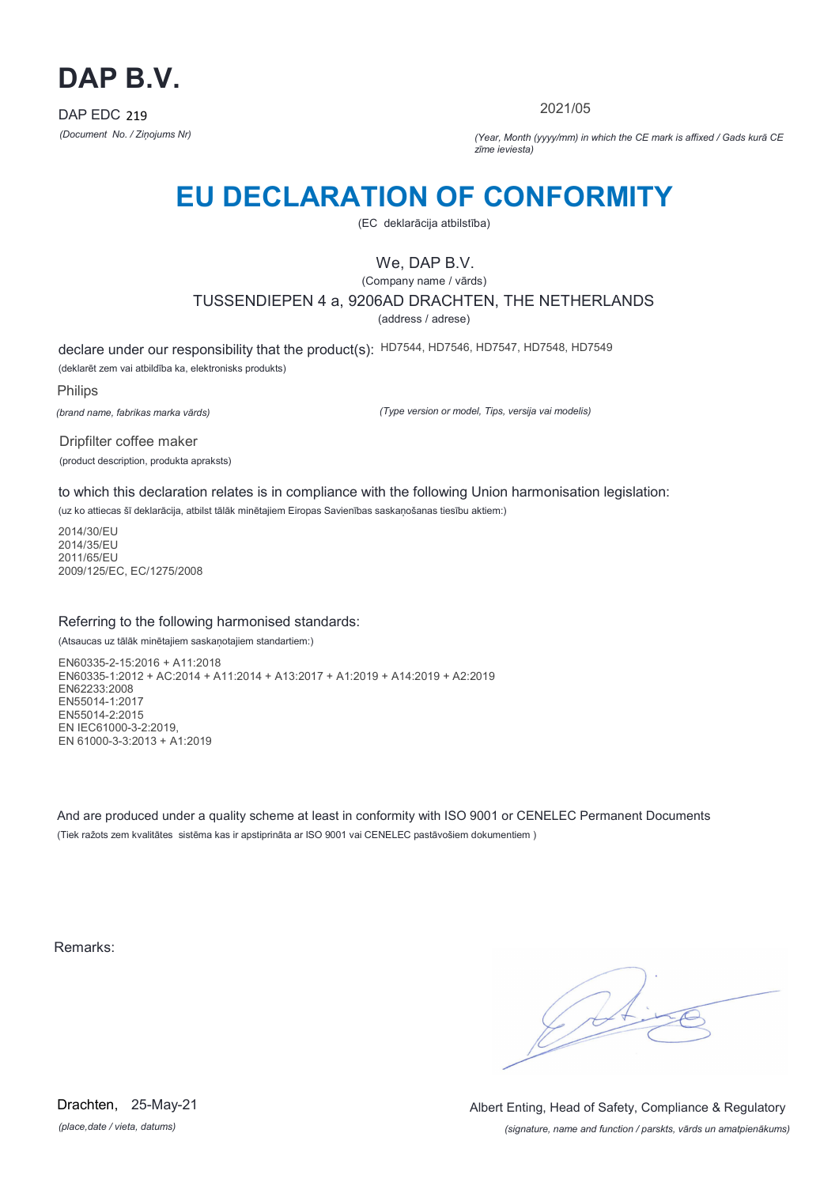# DAP B.V.

DAP EDC 219

*(Document No. / Ziņojums Nr)*

2021/05

*(Year, Month (yyyy/mm) in which the CE mark is affixed / Gads kurā CE zīme ieviesta)*

# EU DECLARATION OF CONFORMITY

(EC deklarācija atbilstība)

We, DAP B.V.

(Company name / vārds)

TUSSENDIEPEN 4 a, 9206AD DRACHTEN, THE NETHERLANDS

(address / adrese)

declare under our responsibility that the product(s): HD7544, HD7546, HD7547, HD7548, HD7549

(deklarēt zem vai atbildība ka, elektronisks produkts)

Philips

*(brand name, fabrikas marka vārds)*

*(Type version or model, Tips, versija vai modelis)*

Dripfilter coffee maker

(product description, produkta apraksts)

to which this declaration relates is in compliance with the following Union harmonisation legislation:

(uz ko attiecas šī deklarācija, atbilst tālāk minētajiem Eiropas Savienības saskaņošanas tiesību aktiem:)

2014/30/EU
2014/35/EU
2011/65/EU
2009/125/EC, EC/1275/2008

Referring to the following harmonised standards:

(Atsaucas uz tālāk minētajiem saskaņotajiem standartiem:)

EN60335-2-15:2016 + A11:2018
EN60335-1:2012 + AC:2014 + A11:2014 + A13:2017 + A1:2019 + A14:2019 + A2:2019
EN62233:2008
EN55014-1:2017
EN55014-2:2015
EN IEC61000-3-2:2019,
EN 61000-3-3:2013 + A1:2019

And are produced under a quality scheme at least in conformity with ISO 9001 or CENELEC Permanent Documents

(Tiek ražots zem kvalitātes sistēma kas ir apstiprināta ar ISO 9001 vai CENELEC pastāvošiem dokumentiem )

Remarks:

Drachten, 25-May-21

*(place,date / vieta, datums)*

Albert Enting, Head of Safety, Compliance & Regulatory

*(signature, name and function / parskts, vārds un amatpienākums)*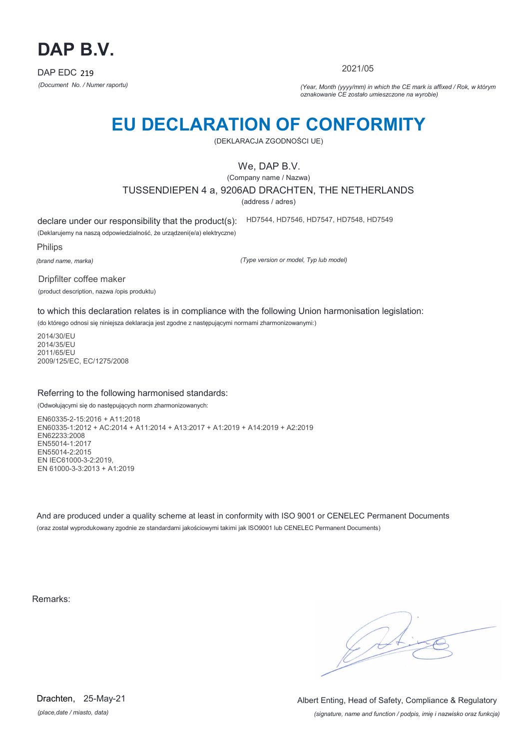# DAP B.V.

DAP EDC 219

*(Document No. / Numer raportu)*

2021/05

*(Year, Month (yyyy/mm) in which the CE mark is affixed / Rok, w którym oznakowanie CE zostało umieszczone na wyrobie)*

# EU DECLARATION OF CONFORMITY

(DEKLARACJA ZGODNOŚCI UE)

We, DAP B.V.

(Company name / Nazwa)

TUSSENDIEPEN 4 a, 9206AD DRACHTEN, THE NETHERLANDS

(address / adres)

declare under our responsibility that the product(s): HD7544, HD7546, HD7547, HD7548, HD7549

(Deklarujemy na naszą odpowiedzialność, że urządzeni(e/a) elektryczne)

Philips

*(brand name, marka)*

*(Type version or model, Typ lub model)*

Dripfilter coffee maker

(product description, nazwa /opis produktu)

to which this declaration relates is in compliance with the following Union harmonisation legislation:

(do którego odnosi się niniejsza deklaracja jest zgodne z następującymi normami zharmonizowanymi:)

2014/30/EU
2014/35/EU
2011/65/EU
2009/125/EC, EC/1275/2008

Referring to the following harmonised standards:

(Odwołującymi się do następujących norm zharmonizowanych:

EN60335-2-15:2016 + A11:2018
EN60335-1:2012 + AC:2014 + A11:2014 + A13:2017 + A1:2019 + A14:2019 + A2:2019
EN62233:2008
EN55014-1:2017
EN55014-2:2015
EN IEC61000-3-2:2019,
EN 61000-3-3:2013 + A1:2019

And are produced under a quality scheme at least in conformity with ISO 9001 or CENELEC Permanent Documents

(oraz został wyprodukowany zgodnie ze standardami jakościowymi takimi jak ISO9001 lub CENELEC Permanent Documents)

Remarks:

Drachten, 25-May-21

*(place,date / miasto, data)*

Albert Enting, Head of Safety, Compliance & Regulatory

*(signature, name and function / podpis, imię i nazwisko oraz funkcja)*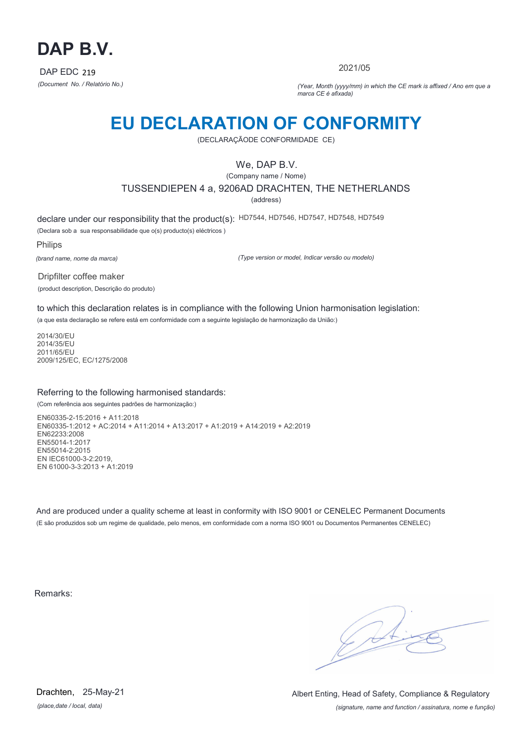# DAP B.V.

DAP EDC 219

*(Document No. / Relatório No.)*

2021/05

*(Year, Month (yyyy/mm) in which the CE mark is affixed / Ano em que a marca CE é afixada)*

# EU DECLARATION OF CONFORMITY

(DECLARAÇÃODE CONFORMIDADE CE)

We, DAP B.V.

(Company name / Nome)

TUSSENDIEPEN 4 a, 9206AD DRACHTEN, THE NETHERLANDS

(address)

declare under our responsibility that the product(s): HD7544, HD7546, HD7547, HD7548, HD7549

(Declara sob a sua responsabilidade que o(s) producto(s) eléctricos )

Philips

*(brand name, nome da marca)*

*(Type version or model, Indicar versão ou modelo)*

Dripfilter coffee maker

(product description, Descrição do produto)

to which this declaration relates is in compliance with the following Union harmonisation legislation:

(a que esta declaração se refere está em conformidade com a seguinte legislação de harmonização da União:)

2014/30/EU
2014/35/EU
2011/65/EU
2009/125/EC, EC/1275/2008

Referring to the following harmonised standards:

(Com referência aos seguintes padrões de harmonização:)

EN60335-2-15:2016 + A11:2018
EN60335-1:2012 + AC:2014 + A11:2014 + A13:2017 + A1:2019 + A14:2019 + A2:2019
EN62233:2008
EN55014-1:2017
EN55014-2:2015
EN IEC61000-3-2:2019,
EN 61000-3-3:2013 + A1:2019

And are produced under a quality scheme at least in conformity with ISO 9001 or CENELEC Permanent Documents

(E são produzidos sob um regime de qualidade, pelo menos, em conformidade com a norma ISO 9001 ou Documentos Permanentes CENELEC)

Remarks:

Drachten, 25-May-21

*(place,date / local, data)*

Albert Enting, Head of Safety, Compliance & Regulatory

*(signature, name and function / assinatura, nome e função)*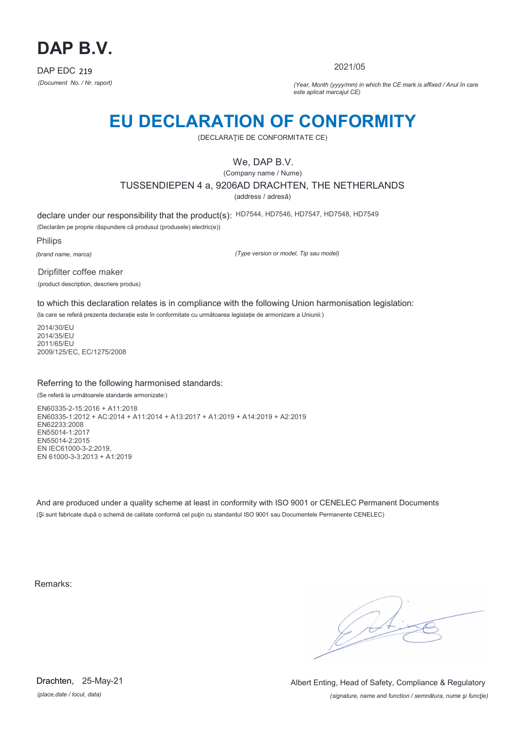# DAP B.V.

DAP EDC 219

*(Document No. / Nr. raport)*

2021/05

*(Year, Month (yyyy/mm) in which the CE mark is affixed / Anul în care este aplicat marcajul CE)*

# EU DECLARATION OF CONFORMITY

(DECLARAŢIE DE CONFORMITATE CE)

We, DAP B.V.

(Company name / Nume)

TUSSENDIEPEN 4 a, 9206AD DRACHTEN, THE NETHERLANDS

(address / adresă)

declare under our responsibility that the product(s): HD7544, HD7546, HD7547, HD7548, HD7549

(Declarăm pe proprie răspundere că produsul (produsele) electric(e))

Philips

*(brand name, marca)*

*(Type version or model, Tip sau model)*

Dripfilter coffee maker

(product description, descriere produs)

to which this declaration relates is in compliance with the following Union harmonisation legislation:

(la care se referă prezenta declarație este în conformitate cu următoarea legislație de armonizare a Uniunii:)

2014/30/EU
2014/35/EU
2011/65/EU
2009/125/EC, EC/1275/2008

Referring to the following harmonised standards:

(Se referă la următoarele standarde armonizate:)

EN60335-2-15:2016 + A11:2018
EN60335-1:2012 + AC:2014 + A11:2014 + A13:2017 + A1:2019 + A14:2019 + A2:2019
EN62233:2008
EN55014-1:2017
EN55014-2:2015
EN IEC61000-3-2:2019,
EN 61000-3-3:2013 + A1:2019

And are produced under a quality scheme at least in conformity with ISO 9001 or CENELEC Permanent Documents

(Şi sunt fabricate după o schemă de calitate conformă cel puţin cu standardul ISO 9001 sau Documentele Permanente CENELEC)

Remarks:

Drachten, 25-May-21

*(place,date / locul, data)*

Albert Enting, Head of Safety, Compliance & Regulatory

*(signature, name and function / semnătura, nume şi funcţie)*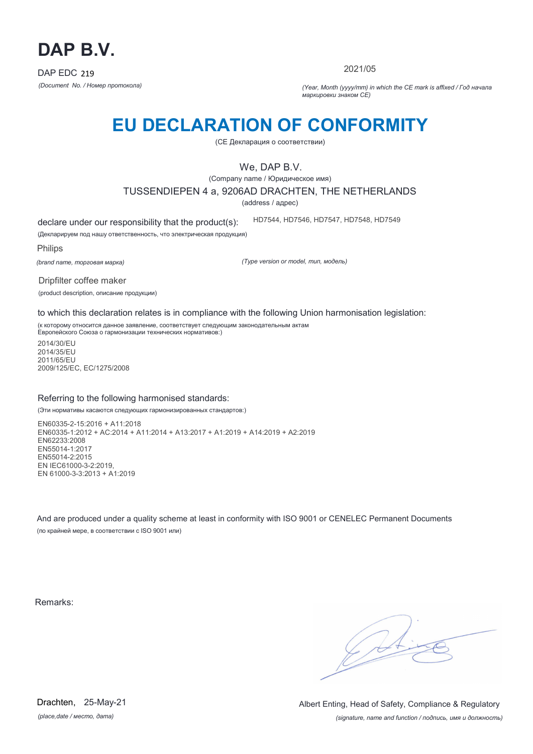# DAP B.V.

DAP EDC 219

*(Document No. / Номер протокола)*

2021/05

*(Year, Month (yyyy/mm) in which the CE mark is affixed / Год начала маркировки знаком CE)*

# EU DECLARATION OF CONFORMITY

(CE Декларация о соответствии)

We, DAP B.V.

(Company name / Юридическое имя)

TUSSENDIEPEN 4 a, 9206AD DRACHTEN, THE NETHERLANDS

(address / адрес)

declare under our responsibility that the product(s): HD7544, HD7546, HD7547, HD7548, HD7549

(Декларируем под нашу ответственность, что электрическая продукция)

Philips

*(brand name, торговая марка)*

*(Type version or model, тип, модель)*

Dripfilter coffee maker

(product description, описание продукции)

to which this declaration relates is in compliance with the following Union harmonisation legislation:

(к которому относится данное заявление, соответствует следующим законодательным актам Европейского Союза о гармонизации технических нормативов:)

2014/30/EU
2014/35/EU
2011/65/EU
2009/125/EC, EC/1275/2008

Referring to the following harmonised standards:

(Эти нормативы касаются следующих гармонизированных стандартов:)

EN60335-2-15:2016 + A11:2018
EN60335-1:2012 + AC:2014 + A11:2014 + A13:2017 + A1:2019 + A14:2019 + A2:2019
EN62233:2008
EN55014-1:2017
EN55014-2:2015
EN IEC61000-3-2:2019,
EN 61000-3-3:2013 + A1:2019

And are produced under a quality scheme at least in conformity with ISO 9001 or CENELEC Permanent Documents

(по крайней мере, в соответствии с ISO 9001 или)

Remarks:

Drachten, 25-May-21

*(place,date / место, дата)*

Albert Enting, Head of Safety, Compliance & Regulatory

*(signature, name and function / подпись, имя и должность)*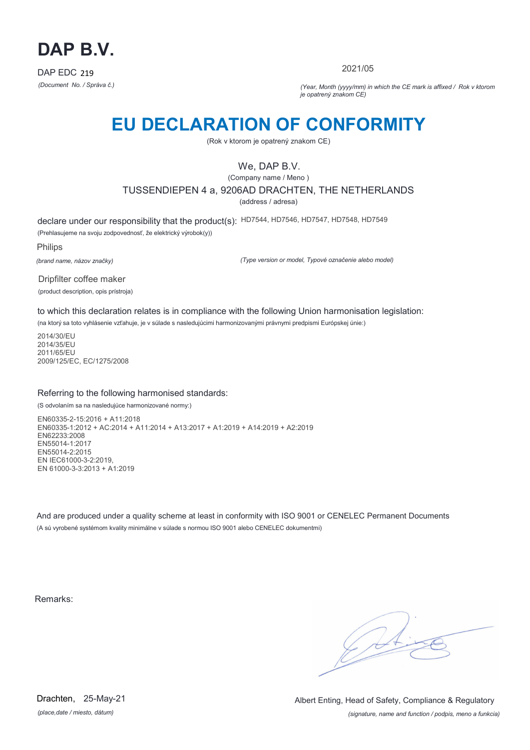# DAP B.V.

DAP EDC 219

*(Document No. / Správa č.)*

2021/05

*(Year, Month (yyyy/mm) in which the CE mark is affixed / Rok v ktorom je opatrený znakom CE)*

# EU DECLARATION OF CONFORMITY

(Rok v ktorom je opatrený znakom CE)

We, DAP B.V.

(Company name / Meno )

TUSSENDIEPEN 4 a, 9206AD DRACHTEN, THE NETHERLANDS

(address / adresa)

declare under our responsibility that the product(s): HD7544, HD7546, HD7547, HD7548, HD7549

(Prehlasujeme na svoju zodpovednosť, že elektrický výrobok(y))

Philips

*(brand name, názov značky)*

*(Type version or model, Typové označenie alebo model)*

Dripfilter coffee maker

(product description, opis prístroja)

to which this declaration relates is in compliance with the following Union harmonisation legislation:

(na ktorý sa toto vyhlásenie vzťahuje, je v súlade s nasledujúcimi harmonizovanými právnymi predpismi Európskej únie:)

2014/30/EU
2014/35/EU
2011/65/EU
2009/125/EC, EC/1275/2008

Referring to the following harmonised standards:

(S odvolaním sa na nasledujúce harmonizované normy:)

EN60335-2-15:2016 + A11:2018
EN60335-1:2012 + AC:2014 + A11:2014 + A13:2017 + A1:2019 + A14:2019 + A2:2019
EN62233:2008
EN55014-1:2017
EN55014-2:2015
EN IEC61000-3-2:2019,
EN 61000-3-3:2013 + A1:2019

And are produced under a quality scheme at least in conformity with ISO 9001 or CENELEC Permanent Documents

(A sú vyrobené systémom kvality minimálne v súlade s normou ISO 9001 alebo CENELEC dokumentmi)

Remarks:

Drachten, 25-May-21

*(place,date / miesto, dátum)*

Albert Enting, Head of Safety, Compliance & Regulatory

*(signature, name and function / podpis, meno a funkcia)*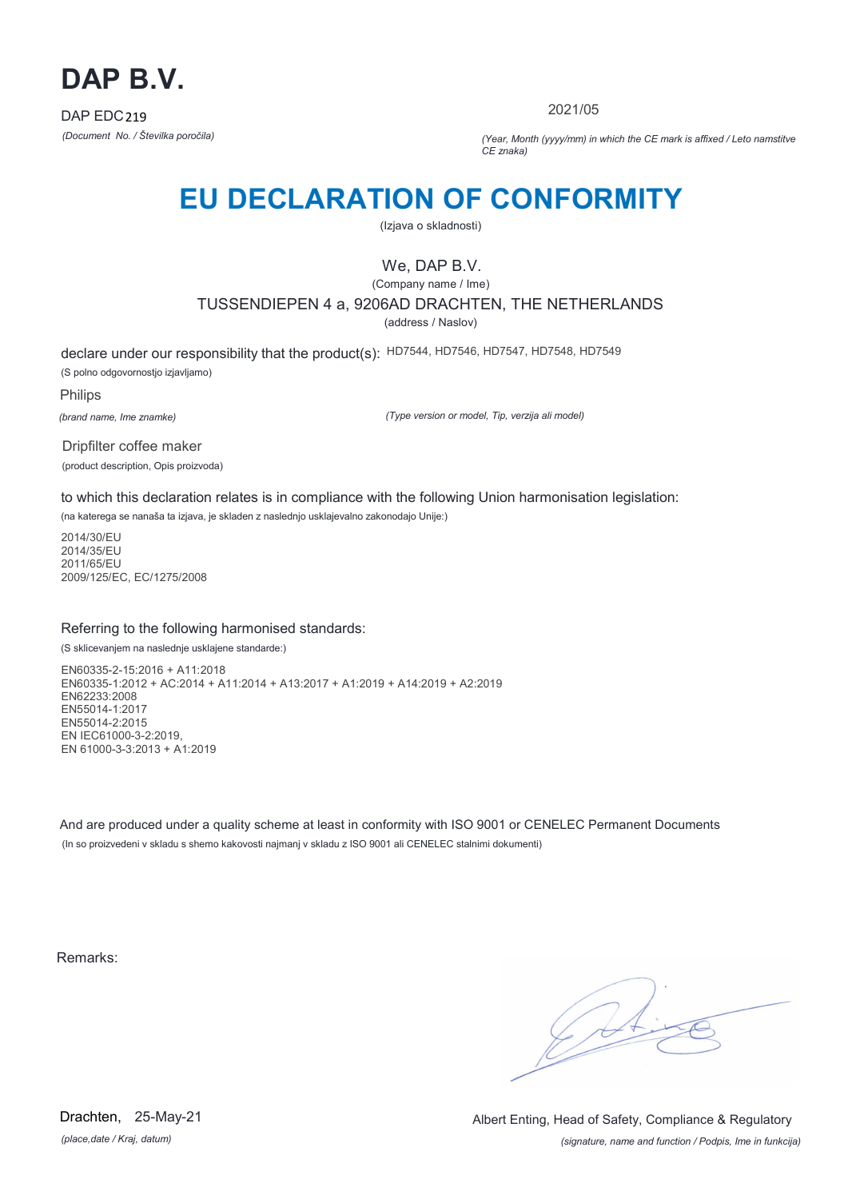# DAP B.V.

DAP EDC219

*(Document No. / Številka poročila)*

2021/05

*(Year, Month (yyyy/mm) in which the CE mark is affixed / Leto namstitve CE znaka)*

# EU DECLARATION OF CONFORMITY

(Izjava o skladnosti)

We, DAP B.V.

(Company name / Ime)

TUSSENDIEPEN 4 a, 9206AD DRACHTEN, THE NETHERLANDS

(address / Naslov)

declare under our responsibility that the product(s): HD7544, HD7546, HD7547, HD7548, HD7549

(S polno odgovornostjo izjavljamo)

Philips

*(brand name, Ime znamke)*

*(Type version or model, Tip, verzija ali model)*

Dripfilter coffee maker

(product description, Opis proizvoda)

to which this declaration relates is in compliance with the following Union harmonisation legislation:

(na katerega se nanaša ta izjava, je skladen z naslednjo usklajevalno zakonodajo Unije:)

2014/30/EU
2014/35/EU
2011/65/EU
2009/125/EC, EC/1275/2008

Referring to the following harmonised standards:

(S sklicevanjem na naslednje usklajene standarde:)

EN60335-2-15:2016 + A11:2018
EN60335-1:2012 + AC:2014 + A11:2014 + A13:2017 + A1:2019 + A14:2019 + A2:2019
EN62233:2008
EN55014-1:2017
EN55014-2:2015
EN IEC61000-3-2:2019,
EN 61000-3-3:2013 + A1:2019

And are produced under a quality scheme at least in conformity with ISO 9001 or CENELEC Permanent Documents

(In so proizvedeni v skladu s shemo kakovosti najmanj v skladu z ISO 9001 ali CENELEC stalnimi dokumenti)

Remarks:

Drachten, 25-May-21

*(place,date / Kraj, datum)*

Albert Enting, Head of Safety, Compliance & Regulatory

*(signature, name and function / Podpis, Ime in funkcija)*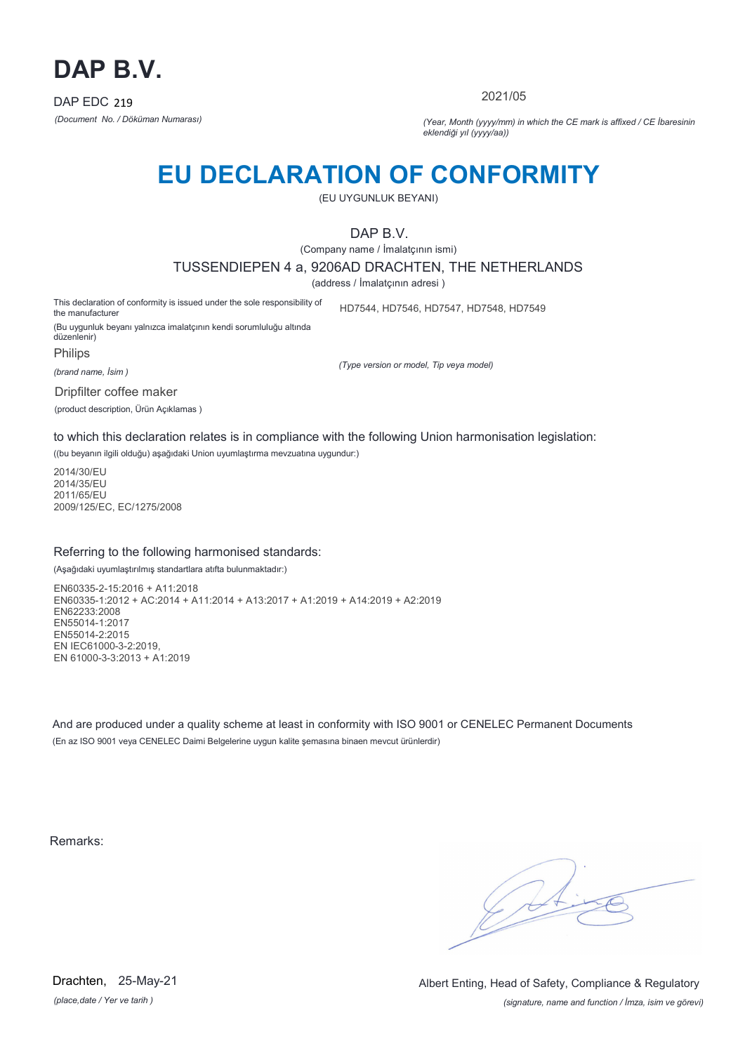# DAP B.V.

DAP EDC 219

*(Document No. / Döküman Numarası)*

2021/05

*(Year, Month (yyyy/mm) in which the CE mark is affixed / CE İbaresinin eklendiği yıl (yyyy/aa))*

# EU DECLARATION OF CONFORMITY

(EU UYGUNLUK BEYANI)

DAP B.V.

(Company name / İmalatçının ismi)

TUSSENDIEPEN 4 a, 9206AD DRACHTEN, THE NETHERLANDS

(address / İmalatçının adresi )

This declaration of conformity is issued under the sole responsibility of the manufacturer

(Bu uygunluk beyanı yalnızca imalatçının kendi sorumluluğu altında düzenlenir)

HD7544, HD7546, HD7547, HD7548, HD7549

*(Type version or model, Tip veya model)*

Philips

*(brand name, İsim )*

Dripfilter coffee maker

(product description, Ürün Açıklamas )

to which this declaration relates is in compliance with the following Union harmonisation legislation:

((bu beyanın ilgili olduğu) aşağıdaki Union uyumlaştırma mevzuatına uygundur:)

2014/30/EU
2014/35/EU
2011/65/EU
2009/125/EC, EC/1275/2008

Referring to the following harmonised standards:

(Aşağıdaki uyumlaştırılmış standartlara atıfta bulunmaktadır:)

EN60335-2-15:2016 + A11:2018
EN60335-1:2012 + AC:2014 + A11:2014 + A13:2017 + A1:2019 + A14:2019 + A2:2019
EN62233:2008
EN55014-1:2017
EN55014-2:2015
EN IEC61000-3-2:2019,
EN 61000-3-3:2013 + A1:2019

And are produced under a quality scheme at least in conformity with ISO 9001 or CENELEC Permanent Documents

(En az ISO 9001 veya CENELEC Daimi Belgelerine uygun kalite şemasına binaen mevcut ürünlerdir)

Remarks:

Drachten, 25-May-21

*(place,date / Yer ve tarih )*

Albert Enting, Head of Safety, Compliance & Regulatory

*(signature, name and function / İmza, isim ve görevi)*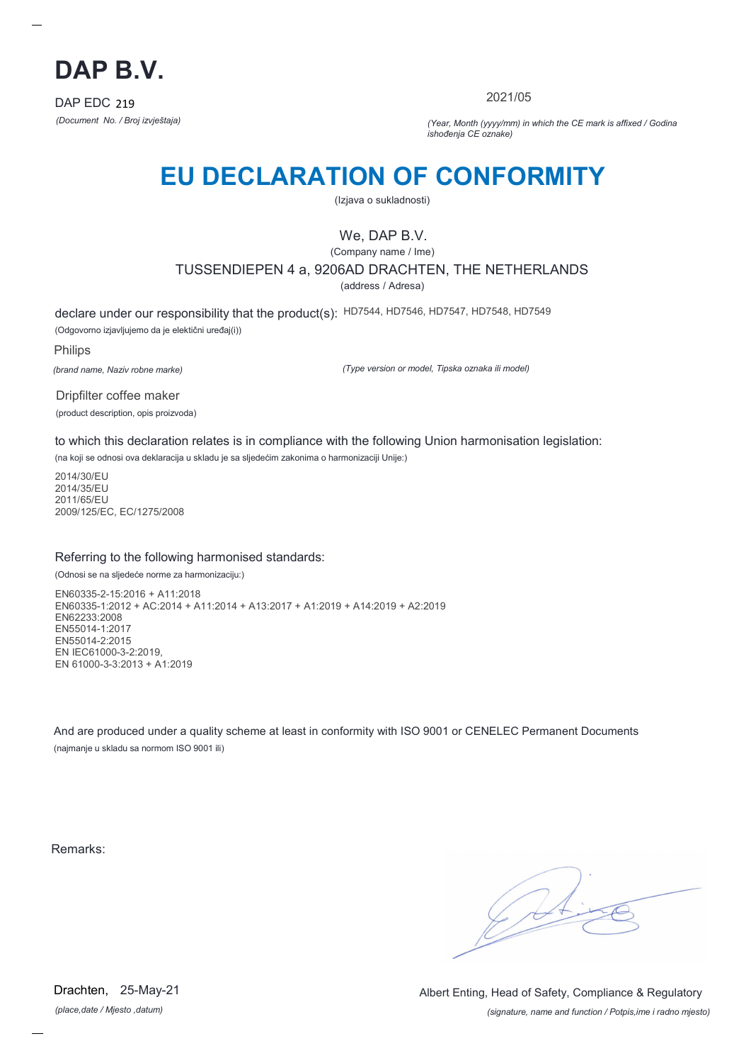# DAP B.V.

DAP EDC 219

*(Document No. / Broj izvještaja)*

2021/05

*(Year, Month (yyyy/mm) in which the CE mark is affixed / Godina ishođenja CE oznake)*

## EU DECLARATION OF CONFORMITY

(Izjava o sukladnosti)

We, DAP B.V.

(Company name / Ime)

TUSSENDIEPEN 4 a, 9206AD DRACHTEN, THE NETHERLANDS

(address / Adresa)

declare under our responsibility that the product(s): HD7544, HD7546, HD7547, HD7548, HD7549

(Odgovorno izjavljujemo da je elektični uređaj(i))

Philips

*(brand name, Naziv robne marke)*

*(Type version or model, Tipska oznaka ili model)*

Dripfilter coffee maker

(product description, opis proizvoda)

to which this declaration relates is in compliance with the following Union harmonisation legislation:

(na koji se odnosi ova deklaracija u skladu je sa sljedećim zakonima o harmonizaciji Unije:)

2014/30/EU
2014/35/EU
2011/65/EU
2009/125/EC, EC/1275/2008

Referring to the following harmonised standards:

(Odnosi se na sljedeće norme za harmonizaciju:)

EN60335-2-15:2016 + A11:2018
EN60335-1:2012 + AC:2014 + A11:2014 + A13:2017 + A1:2019 + A14:2019 + A2:2019
EN62233:2008
EN55014-1:2017
EN55014-2:2015
EN IEC61000-3-2:2019,
EN 61000-3-3:2013 + A1:2019

And are produced under a quality scheme at least in conformity with ISO 9001 or CENELEC Permanent Documents

(najmanje u skladu sa normom ISO 9001 ili)

Remarks:

Drachten, 25-May-21

*(place,date / Mjesto ,datum)*

Albert Enting, Head of Safety, Compliance & Regulatory

*(signature, name and function / Potpis,ime i radno mjesto)*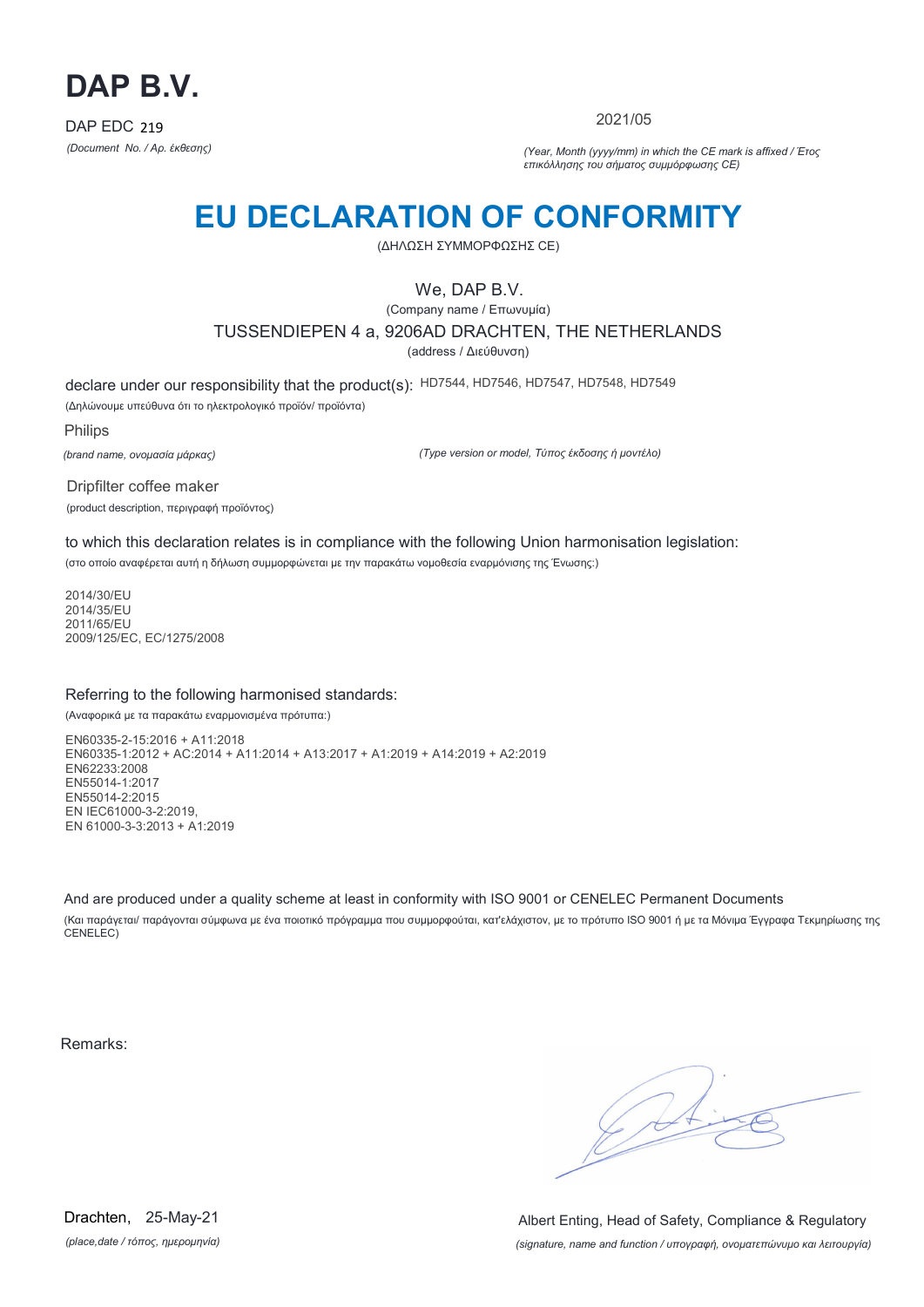# DAP B.V.

DAP EDC 219

*(Document No. / Αρ. έκθεσης)*

2021/05

*(Year, Month (yyyy/mm) in which the CE mark is affixed / Έτος επικόλλησης του σήματος συμμόρφωσης CE)*

# EU DECLARATION OF CONFORMITY

(ΔΗΛΩΣΗ ΣΥΜΜΟΡΦΩΣΗΣ CE)

We, DAP B.V.

(Company name / Επωνυμία)

TUSSENDIEPEN 4 a, 9206AD DRACHTEN, THE NETHERLANDS

(address / Διεύθυνση)

declare under our responsibility that the product(s): HD7544, HD7546, HD7547, HD7548, HD7549

(Δηλώνουμε υπεύθυνα ότι το ηλεκτρολογικό προϊόν/ προϊόντα)

Philips

*(brand name, ονομασία μάρκας)*

*(Type version or model, Τύπος έκδοσης ή μοντέλο)*

Dripfilter coffee maker

(product description, περιγραφή προϊόντος)

to which this declaration relates is in compliance with the following Union harmonisation legislation:

(στο οποίο αναφέρεται αυτή η δήλωση συμμορφώνεται με την παρακάτω νομοθεσία εναρμόνισης της Ένωσης:)

2014/30/EU
2014/35/EU
2011/65/EU
2009/125/EC, EC/1275/2008

Referring to the following harmonised standards:

(Αναφορικά με τα παρακάτω εναρμονισμένα πρότυπα:)

EN60335-2-15:2016 + A11:2018
EN60335-1:2012 + AC:2014 + A11:2014 + A13:2017 + A1:2019 + A14:2019 + A2:2019
EN62233:2008
EN55014-1:2017
EN55014-2:2015
EN IEC61000-3-2:2019,
EN 61000-3-3:2013 + A1:2019

And are produced under a quality scheme at least in conformity with ISO 9001 or CENELEC Permanent Documents

(Και παράγεται/ παράγονται σύμφωνα με ένα ποιοτικό πρόγραμμα που συμμορφούται, κατ'ελάχιστον, με το πρότυπο ISO 9001 ή με τα Μόνιμα Έγγραφα Τεκμηρίωσης της CENELEC)

Remarks:

Drachten, 25-May-21

*(place,date / τόπος, ημερομηνία)*

Albert Enting, Head of Safety, Compliance & Regulatory

*(signature, name and function / υπογραφή, ονοματεπώνυμο και λειτουργία)*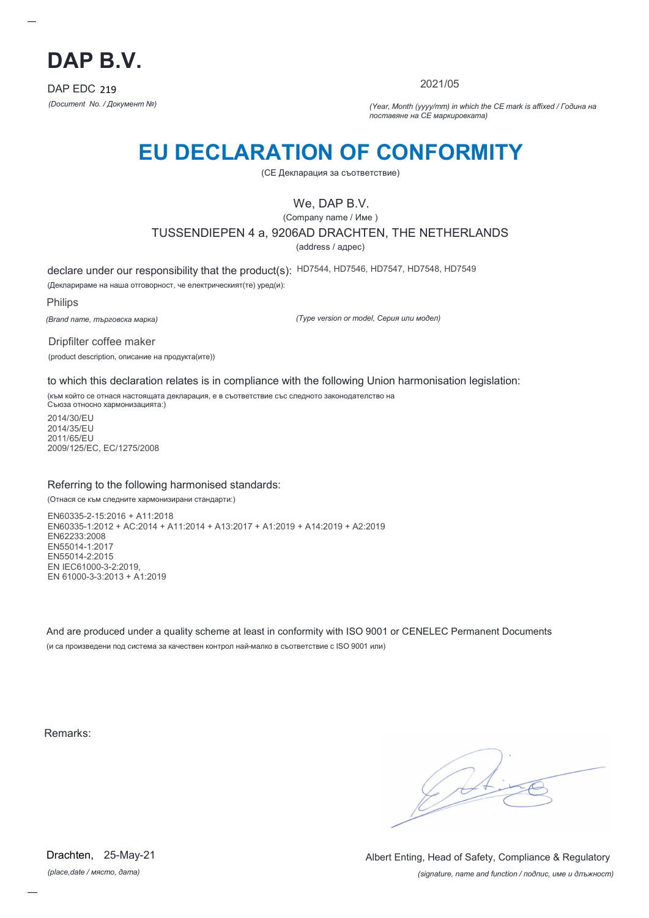# DAP B.V.

DAP EDC 219

*(Document No. / Документ №)*

2021/05

*(Year, Month (yyyy/mm) in which the CE mark is affixed / Година на поставяне на CE маркировката)*

# EU DECLARATION OF CONFORMITY

(CE Декларация за съответствие)

We, DAP B.V.

(Company name / Име )

TUSSENDIEPEN 4 a, 9206AD DRACHTEN, THE NETHERLANDS

(address / адрес)

declare under our responsibility that the product(s): HD7544, HD7546, HD7547, HD7548, HD7549

(Декларираме на наша отговорност, че електрическият(те) уред(и):

Philips

*(Brand name, търговска марка)*

*(Type version or model, Серия или модел)*

Dripfilter coffee maker

(product description, описание на продукта(ите))

to which this declaration relates is in compliance with the following Union harmonisation legislation:

(към който се отнася настоящата декларация, е в съответствие със следното законодателство на Съюза относно хармонизацията:)

2014/30/EU
2014/35/EU
2011/65/EU
2009/125/EC, EC/1275/2008

Referring to the following harmonised standards:

(Отнася се към следните хармонизирани стандарти:)

EN60335-2-15:2016 + A11:2018
EN60335-1:2012 + AC:2014 + A11:2014 + A13:2017 + A1:2019 + A14:2019 + A2:2019
EN62233:2008
EN55014-1:2017
EN55014-2:2015
EN IEC61000-3-2:2019,
EN 61000-3-3:2013 + A1:2019

And are produced under a quality scheme at least in conformity with ISO 9001 or CENELEC Permanent Documents

(и са произведени под система за качествен контрол най-малко в съответствие с ISO 9001 или)

Remarks:

Drachten, 25-May-21

*(place,date / място, дата)*

Albert Enting, Head of Safety, Compliance & Regulatory

*(signature, name and function / подпис, име и длъжност)*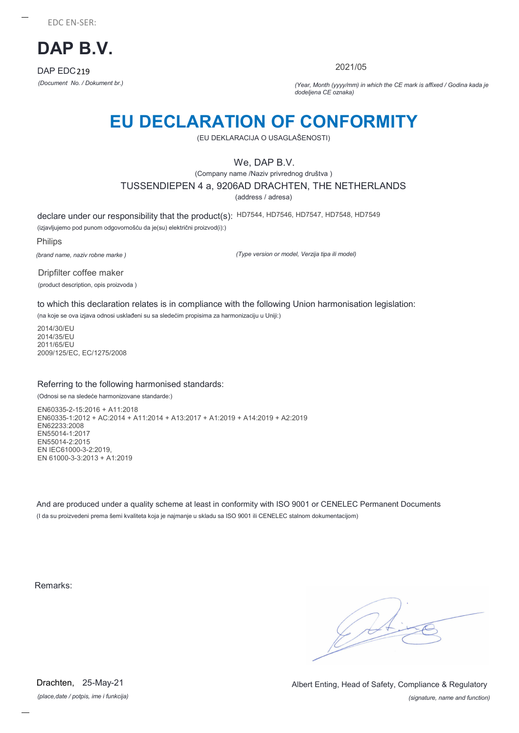EDC EN-SER:

# DAP B.V.

DAP EDC 219

*(Document No. / Dokument br.)*

2021/05

*(Year, Month (yyyy/mm) in which the CE mark is affixed / Godina kada je dodeljena CE oznaka)*

# EU DECLARATION OF CONFORMITY

(EU DEKLARACIJA O USAGLAŠENOSTI)

We, DAP B.V.

(Company name /Naziv privrednog društva )

TUSSENDIEPEN 4 a, 9206AD DRACHTEN, THE NETHERLANDS

(address / adresa)

declare under our responsibility that the product(s): HD7544, HD7546, HD7547, HD7548, HD7549

(izjavljujemo pod punom odgovornošću da je(su) električni proizvod(i):)

Philips

*(brand name, naziv robne marke )*

*(Type version or model, Verzija tipa ili model)*

Dripfilter coffee maker

(product description, opis proizvoda )

to which this declaration relates is in compliance with the following Union harmonisation legislation:

(na koje se ova izjava odnosi usklađeni su sa sledećim propisima za harmonizaciju u Uniji:)

2014/30/EU
2014/35/EU
2011/65/EU
2009/125/EC, EC/1275/2008

Referring to the following harmonised standards:

(Odnosi se na sledeće harmonizovane standarde:)

EN60335-2-15:2016 + A11:2018
EN60335-1:2012 + AC:2014 + A11:2014 + A13:2017 + A1:2019 + A14:2019 + A2:2019
EN62233:2008
EN55014-1:2017
EN55014-2:2015
EN IEC61000-3-2:2019,
EN 61000-3-3:2013 + A1:2019

And are produced under a quality scheme at least in conformity with ISO 9001 or CENELEC Permanent Documents

(I da su proizvedeni prema šemi kvaliteta koja je najmanje u skladu sa ISO 9001 ili CENELEC stalnom dokumentacijom)

Remarks:

Drachten, 25-May-21

*(place,date / potpis, ime i funkcija)*

Albert Enting, Head of Safety, Compliance & Regulatory

*(signature, name and function)*